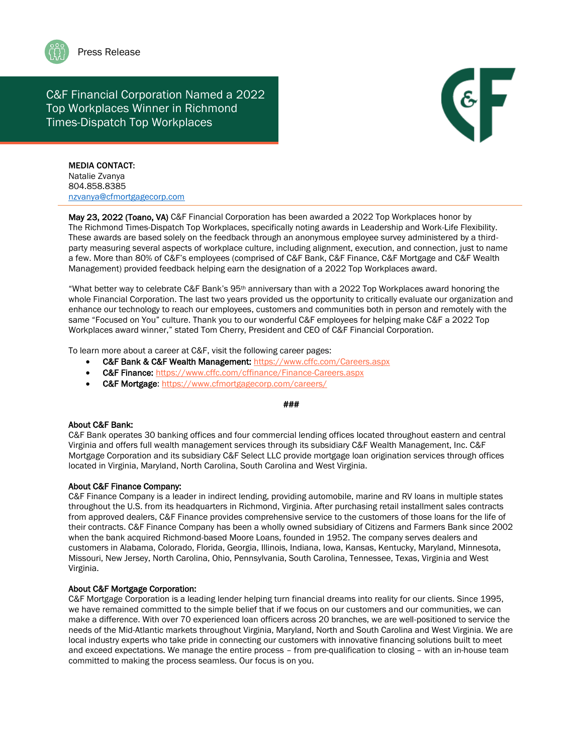Press Release

# C&F Financial Corporation Named a 2022 Top Workplaces Winner in Richmond Times-Dispatch Top Workplaces

**MEDIA CONTACT:**
Natalie Zvanya
804.858.8385
nzvanya@cfmortgagecorp.com

**May 23, 2022 (Toano, VA)** C&F Financial Corporation has been awarded a 2022 Top Workplaces honor by The Richmond Times-Dispatch Top Workplaces, specifically noting awards in Leadership and Work-Life Flexibility. These awards are based solely on the feedback through an anonymous employee survey administered by a third-party measuring several aspects of workplace culture, including alignment, execution, and connection, just to name a few. More than 80% of C&F's employees (comprised of C&F Bank, C&F Finance, C&F Mortgage and C&F Wealth Management) provided feedback helping earn the designation of a 2022 Top Workplaces award.

"What better way to celebrate C&F Bank's 95th anniversary than with a 2022 Top Workplaces award honoring the whole Financial Corporation. The last two years provided us the opportunity to critically evaluate our organization and enhance our technology to reach our employees, customers and communities both in person and remotely with the same "Focused on You" culture. Thank you to our wonderful C&F employees for helping make C&F a 2022 Top Workplaces award winner," stated Tom Cherry, President and CEO of C&F Financial Corporation.

To learn more about a career at C&F, visit the following career pages:

- **C&F Bank & C&F Wealth Management:** https://www.cffc.com/Careers.aspx
- **C&F Finance:** https://www.cffc.com/cffinance/Finance-Careers.aspx
- **C&F Mortgage**: https://www.cfmortgagecorp.com/careers/

###

**About C&F Bank:**
C&F Bank operates 30 banking offices and four commercial lending offices located throughout eastern and central Virginia and offers full wealth management services through its subsidiary C&F Wealth Management, Inc. C&F Mortgage Corporation and its subsidiary C&F Select LLC provide mortgage loan origination services through offices located in Virginia, Maryland, North Carolina, South Carolina and West Virginia.

**About C&F Finance Company:**
C&F Finance Company is a leader in indirect lending, providing automobile, marine and RV loans in multiple states throughout the U.S. from its headquarters in Richmond, Virginia. After purchasing retail installment sales contracts from approved dealers, C&F Finance provides comprehensive service to the customers of those loans for the life of their contracts. C&F Finance Company has been a wholly owned subsidiary of Citizens and Farmers Bank since 2002 when the bank acquired Richmond-based Moore Loans, founded in 1952. The company serves dealers and customers in Alabama, Colorado, Florida, Georgia, Illinois, Indiana, Iowa, Kansas, Kentucky, Maryland, Minnesota, Missouri, New Jersey, North Carolina, Ohio, Pennsylvania, South Carolina, Tennessee, Texas, Virginia and West Virginia.

**About C&F Mortgage Corporation:**
C&F Mortgage Corporation is a leading lender helping turn financial dreams into reality for our clients. Since 1995, we have remained committed to the simple belief that if we focus on our customers and our communities, we can make a difference. With over 70 experienced loan officers across 20 branches, we are well-positioned to service the needs of the Mid-Atlantic markets throughout Virginia, Maryland, North and South Carolina and West Virginia. We are local industry experts who take pride in connecting our customers with innovative financing solutions built to meet and exceed expectations. We manage the entire process – from pre-qualification to closing – with an in-house team committed to making the process seamless. Our focus is on you.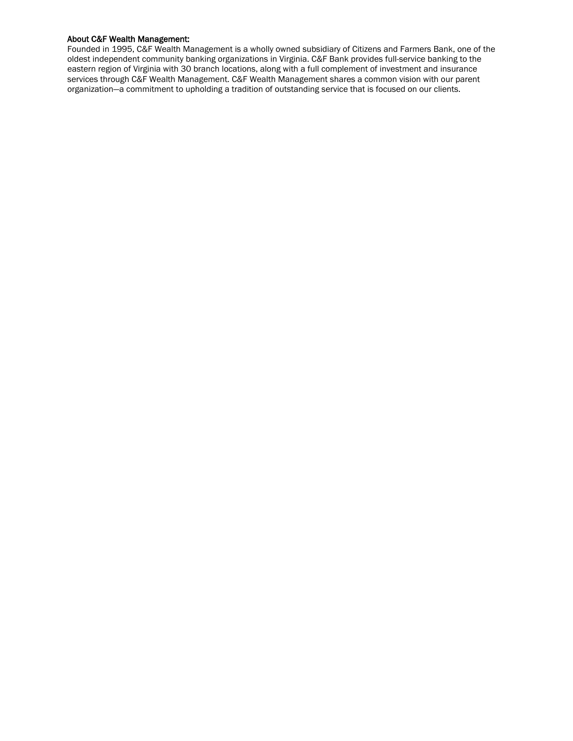**About C&F Wealth Management:**

Founded in 1995, C&F Wealth Management is a wholly owned subsidiary of Citizens and Farmers Bank, one of the oldest independent community banking organizations in Virginia. C&F Bank provides full-service banking to the eastern region of Virginia with 30 branch locations, along with a full complement of investment and insurance services through C&F Wealth Management. C&F Wealth Management shares a common vision with our parent organization—a commitment to upholding a tradition of outstanding service that is focused on our clients.